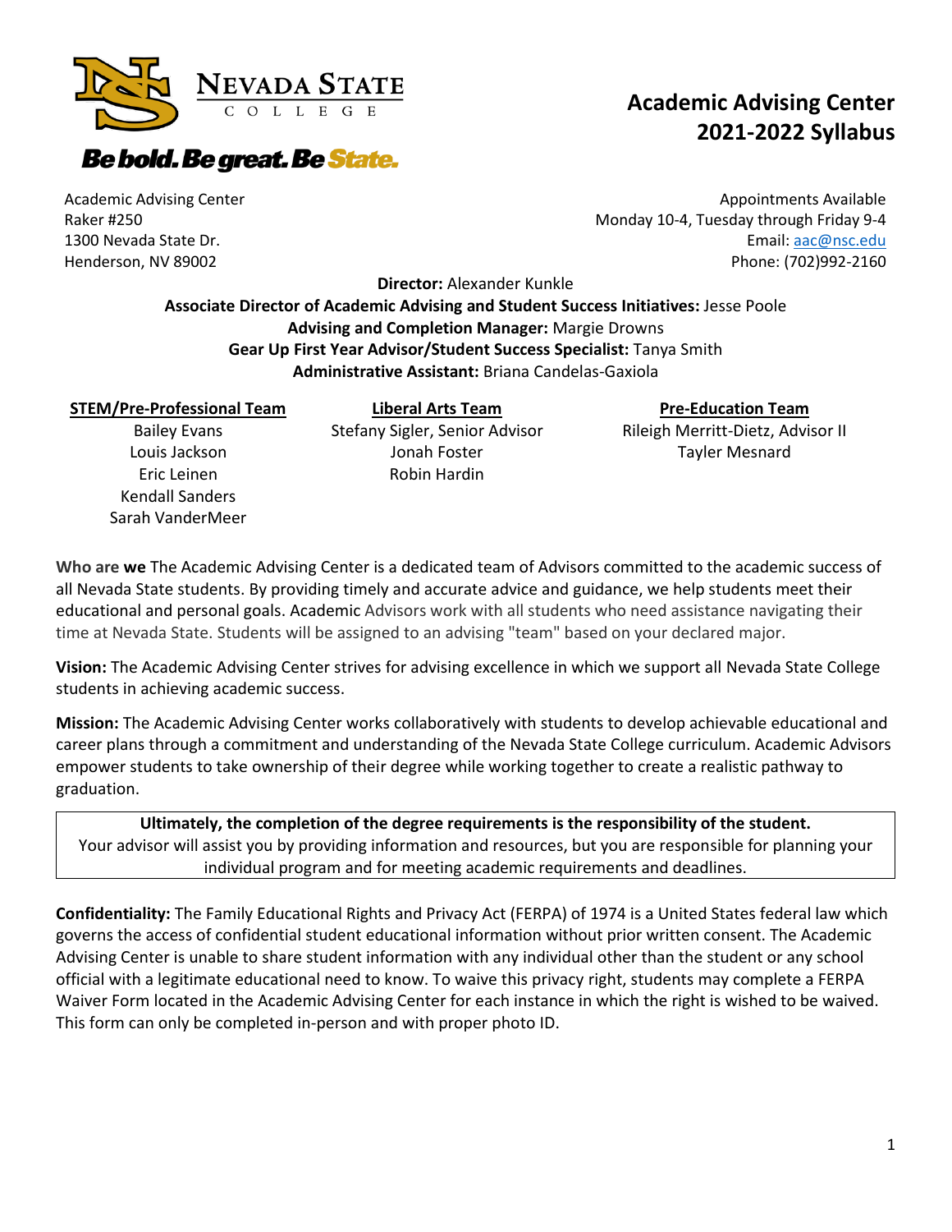# Academic Advising Center 2021-2022 Syllabus

Nevada State College

*Be bold. Be great. Be State.*

Academic Advising Center
Raker #250
1300 Nevada State Dr.
Henderson, NV 89002

Appointments Available
Monday 10-4, Tuesday through Friday 9-4
Email: aac@nsc.edu
Phone: (702)992-2160

**Director:** Alexander Kunkle
**Associate Director of Academic Advising and Student Success Initiatives:** Jesse Poole
**Advising and Completion Manager:** Margie Drowns
**Gear Up First Year Advisor/Student Success Specialist:** Tanya Smith
**Administrative Assistant:** Briana Candelas-Gaxiola

| STEM/Pre-Professional Team | Liberal Arts Team | Pre-Education Team |
|---|---|---|
| Bailey Evans | Stefany Sigler, Senior Advisor | Rileigh Merritt-Dietz, Advisor II |
| Louis Jackson | Jonah Foster | Tayler Mesnard |
| Eric Leinen | Robin Hardin | |
| Kendall Sanders | | |
| Sarah VanderMeer | | |

**Who are we** The Academic Advising Center is a dedicated team of Advisors committed to the academic success of all Nevada State students. By providing timely and accurate advice and guidance, we help students meet their educational and personal goals. Academic Advisors work with all students who need assistance navigating their time at Nevada State. Students will be assigned to an advising "team" based on your declared major.

**Vision:** The Academic Advising Center strives for advising excellence in which we support all Nevada State College students in achieving academic success.

**Mission:** The Academic Advising Center works collaboratively with students to develop achievable educational and career plans through a commitment and understanding of the Nevada State College curriculum. Academic Advisors empower students to take ownership of their degree while working together to create a realistic pathway to graduation.

> **Ultimately, the completion of the degree requirements is the responsibility of the student.**
> Your advisor will assist you by providing information and resources, but you are responsible for planning your individual program and for meeting academic requirements and deadlines.

**Confidentiality:** The Family Educational Rights and Privacy Act (FERPA) of 1974 is a United States federal law which governs the access of confidential student educational information without prior written consent. The Academic Advising Center is unable to share student information with any individual other than the student or any school official with a legitimate educational need to know. To waive this privacy right, students may complete a FERPA Waiver Form located in the Academic Advising Center for each instance in which the right is wished to be waived. This form can only be completed in-person and with proper photo ID.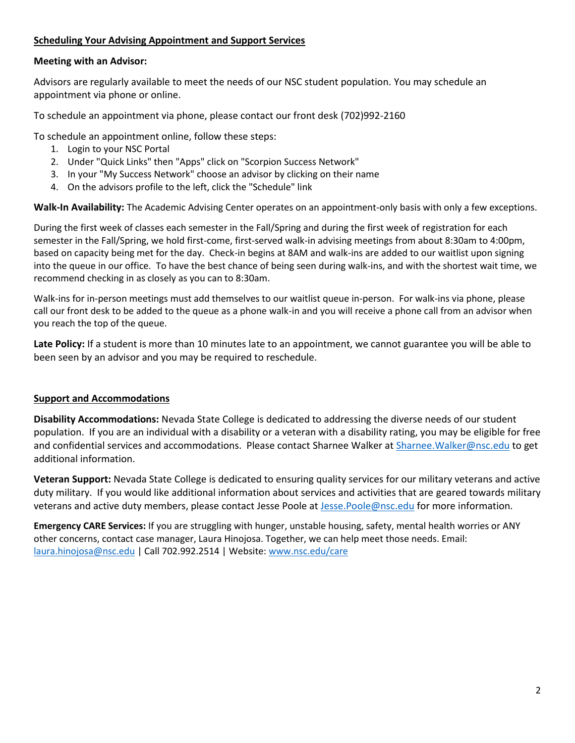## Scheduling Your Advising Appointment and Support Services

**Meeting with an Advisor:**

Advisors are regularly available to meet the needs of our NSC student population. You may schedule an appointment via phone or online.

To schedule an appointment via phone, please contact our front desk (702)992-2160

To schedule an appointment online, follow these steps:

1. Login to your NSC Portal
2. Under "Quick Links" then "Apps" click on "Scorpion Success Network"
3. In your "My Success Network" choose an advisor by clicking on their name
4. On the advisors profile to the left, click the "Schedule" link

**Walk-In Availability:** The Academic Advising Center operates on an appointment-only basis with only a few exceptions.

During the first week of classes each semester in the Fall/Spring and during the first week of registration for each semester in the Fall/Spring, we hold first-come, first-served walk-in advising meetings from about 8:30am to 4:00pm, based on capacity being met for the day. Check-in begins at 8AM and walk-ins are added to our waitlist upon signing into the queue in our office. To have the best chance of being seen during walk-ins, and with the shortest wait time, we recommend checking in as closely as you can to 8:30am.

Walk-ins for in-person meetings must add themselves to our waitlist queue in-person. For walk-ins via phone, please call our front desk to be added to the queue as a phone walk-in and you will receive a phone call from an advisor when you reach the top of the queue.

**Late Policy:** If a student is more than 10 minutes late to an appointment, we cannot guarantee you will be able to been seen by an advisor and you may be required to reschedule.

## Support and Accommodations

**Disability Accommodations:** Nevada State College is dedicated to addressing the diverse needs of our student population. If you are an individual with a disability or a veteran with a disability rating, you may be eligible for free and confidential services and accommodations. Please contact Sharnee Walker at Sharnee.Walker@nsc.edu to get additional information.

**Veteran Support:** Nevada State College is dedicated to ensuring quality services for our military veterans and active duty military. If you would like additional information about services and activities that are geared towards military veterans and active duty members, please contact Jesse Poole at Jesse.Poole@nsc.edu for more information.

**Emergency CARE Services:** If you are struggling with hunger, unstable housing, safety, mental health worries or ANY other concerns, contact case manager, Laura Hinojosa. Together, we can help meet those needs. Email: laura.hinojosa@nsc.edu | Call 702.992.2514 | Website: www.nsc.edu/care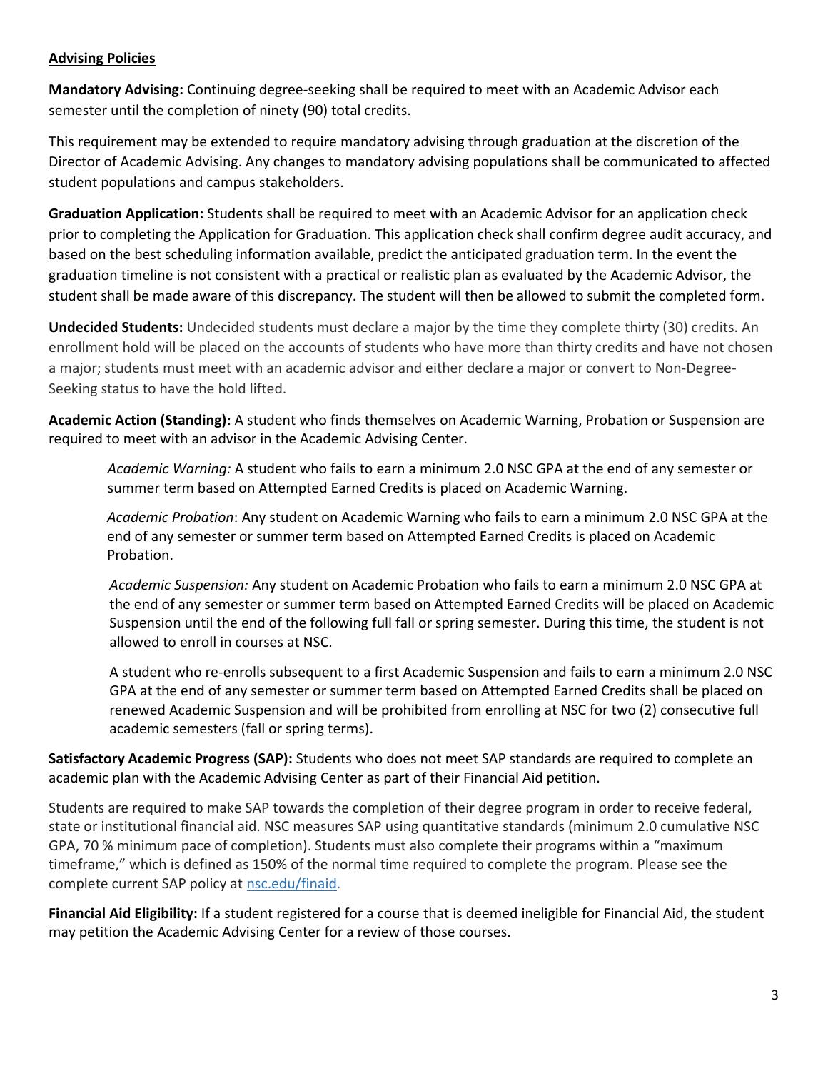## Advising Policies

**Mandatory Advising:** Continuing degree-seeking shall be required to meet with an Academic Advisor each semester until the completion of ninety (90) total credits.

This requirement may be extended to require mandatory advising through graduation at the discretion of the Director of Academic Advising. Any changes to mandatory advising populations shall be communicated to affected student populations and campus stakeholders.

**Graduation Application:** Students shall be required to meet with an Academic Advisor for an application check prior to completing the Application for Graduation. This application check shall confirm degree audit accuracy, and based on the best scheduling information available, predict the anticipated graduation term. In the event the graduation timeline is not consistent with a practical or realistic plan as evaluated by the Academic Advisor, the student shall be made aware of this discrepancy. The student will then be allowed to submit the completed form.

**Undecided Students:** Undecided students must declare a major by the time they complete thirty (30) credits. An enrollment hold will be placed on the accounts of students who have more than thirty credits and have not chosen a major; students must meet with an academic advisor and either declare a major or convert to Non-Degree-Seeking status to have the hold lifted.

**Academic Action (Standing):** A student who finds themselves on Academic Warning, Probation or Suspension are required to meet with an advisor in the Academic Advising Center.

> *Academic Warning:* A student who fails to earn a minimum 2.0 NSC GPA at the end of any semester or summer term based on Attempted Earned Credits is placed on Academic Warning.
>
> *Academic Probation*: Any student on Academic Warning who fails to earn a minimum 2.0 NSC GPA at the end of any semester or summer term based on Attempted Earned Credits is placed on Academic Probation.
>
> *Academic Suspension:* Any student on Academic Probation who fails to earn a minimum 2.0 NSC GPA at the end of any semester or summer term based on Attempted Earned Credits will be placed on Academic Suspension until the end of the following full fall or spring semester. During this time, the student is not allowed to enroll in courses at NSC.
>
> A student who re-enrolls subsequent to a first Academic Suspension and fails to earn a minimum 2.0 NSC GPA at the end of any semester or summer term based on Attempted Earned Credits shall be placed on renewed Academic Suspension and will be prohibited from enrolling at NSC for two (2) consecutive full academic semesters (fall or spring terms).

**Satisfactory Academic Progress (SAP):** Students who does not meet SAP standards are required to complete an academic plan with the Academic Advising Center as part of their Financial Aid petition.

Students are required to make SAP towards the completion of their degree program in order to receive federal, state or institutional financial aid. NSC measures SAP using quantitative standards (minimum 2.0 cumulative NSC GPA, 70 % minimum pace of completion). Students must also complete their programs within a "maximum timeframe," which is defined as 150% of the normal time required to complete the program. Please see the complete current SAP policy at [nsc.edu/finaid](nsc.edu/finaid).

**Financial Aid Eligibility:** If a student registered for a course that is deemed ineligible for Financial Aid, the student may petition the Academic Advising Center for a review of those courses.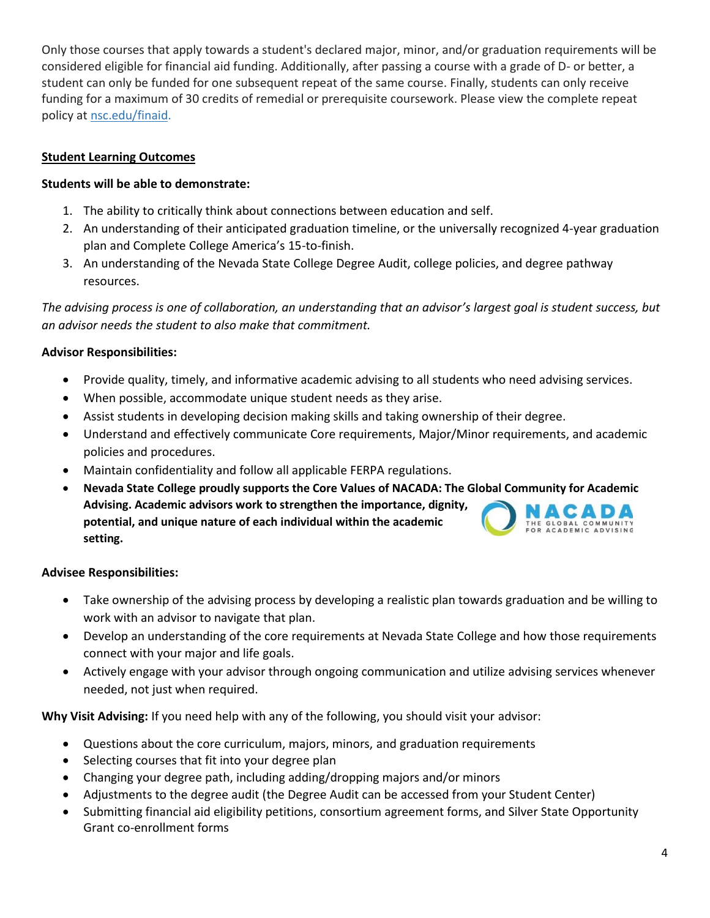Only those courses that apply towards a student's declared major, minor, and/or graduation requirements will be considered eligible for financial aid funding. Additionally, after passing a course with a grade of D- or better, a student can only be funded for one subsequent repeat of the same course. Finally, students can only receive funding for a maximum of 30 credits of remedial or prerequisite coursework. Please view the complete repeat policy at [nsc.edu/finaid](nsc.edu/finaid).

## Student Learning Outcomes

**Students will be able to demonstrate:**

1. The ability to critically think about connections between education and self.
2. An understanding of their anticipated graduation timeline, or the universally recognized 4-year graduation plan and Complete College America's 15-to-finish.
3. An understanding of the Nevada State College Degree Audit, college policies, and degree pathway resources.

*The advising process is one of collaboration, an understanding that an advisor's largest goal is student success, but an advisor needs the student to also make that commitment.*

**Advisor Responsibilities:**

- Provide quality, timely, and informative academic advising to all students who need advising services.
- When possible, accommodate unique student needs as they arise.
- Assist students in developing decision making skills and taking ownership of their degree.
- Understand and effectively communicate Core requirements, Major/Minor requirements, and academic policies and procedures.
- Maintain confidentiality and follow all applicable FERPA regulations.
- **Nevada State College proudly supports the Core Values of NACADA: The Global Community for Academic Advising. Academic advisors work to strengthen the importance, dignity, potential, and unique nature of each individual within the academic setting.**

**Advisee Responsibilities:**

- Take ownership of the advising process by developing a realistic plan towards graduation and be willing to work with an advisor to navigate that plan.
- Develop an understanding of the core requirements at Nevada State College and how those requirements connect with your major and life goals.
- Actively engage with your advisor through ongoing communication and utilize advising services whenever needed, not just when required.

**Why Visit Advising:** If you need help with any of the following, you should visit your advisor:

- Questions about the core curriculum, majors, minors, and graduation requirements
- Selecting courses that fit into your degree plan
- Changing your degree path, including adding/dropping majors and/or minors
- Adjustments to the degree audit (the Degree Audit can be accessed from your Student Center)
- Submitting financial aid eligibility petitions, consortium agreement forms, and Silver State Opportunity Grant co-enrollment forms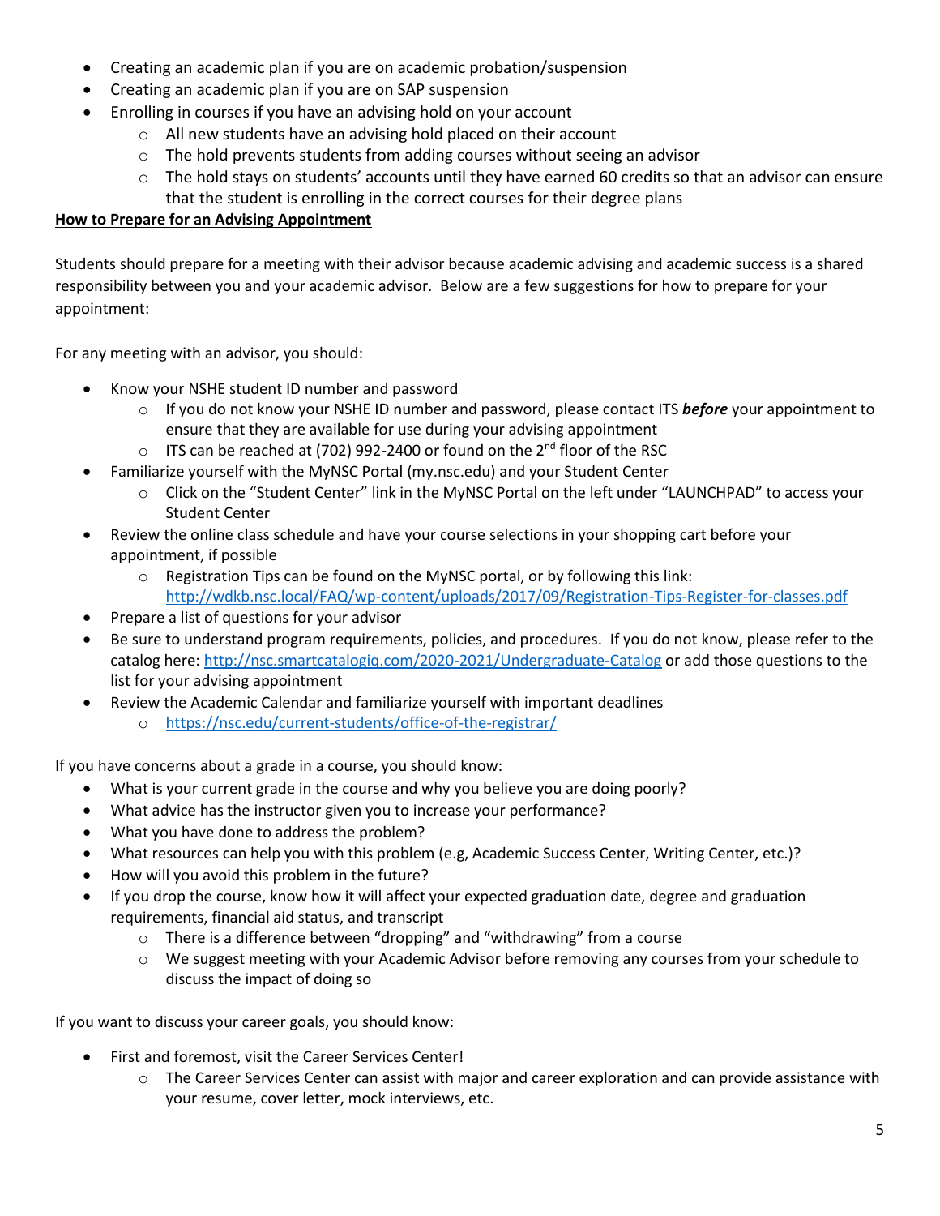- Creating an academic plan if you are on academic probation/suspension
- Creating an academic plan if you are on SAP suspension
- Enrolling in courses if you have an advising hold on your account
    - All new students have an advising hold placed on their account
    - The hold prevents students from adding courses without seeing an advisor
    - The hold stays on students' accounts until they have earned 60 credits so that an advisor can ensure that the student is enrolling in the correct courses for their degree plans

**<u>How to Prepare for an Advising Appointment</u>**

Students should prepare for a meeting with their advisor because academic advising and academic success is a shared responsibility between you and your academic advisor. Below are a few suggestions for how to prepare for your appointment:

For any meeting with an advisor, you should:

- Know your NSHE student ID number and password
    - If you do not know your NSHE ID number and password, please contact ITS ***before*** your appointment to ensure that they are available for use during your advising appointment
    - ITS can be reached at (702) 992-2400 or found on the 2nd floor of the RSC
- Familiarize yourself with the MyNSC Portal (my.nsc.edu) and your Student Center
    - Click on the "Student Center" link in the MyNSC Portal on the left under "LAUNCHPAD" to access your Student Center
- Review the online class schedule and have your course selections in your shopping cart before your appointment, if possible
    - Registration Tips can be found on the MyNSC portal, or by following this link: http://wdkb.nsc.local/FAQ/wp-content/uploads/2017/09/Registration-Tips-Register-for-classes.pdf
- Prepare a list of questions for your advisor
- Be sure to understand program requirements, policies, and procedures. If you do not know, please refer to the catalog here: http://nsc.smartcatalogiq.com/2020-2021/Undergraduate-Catalog or add those questions to the list for your advising appointment
- Review the Academic Calendar and familiarize yourself with important deadlines
    - https://nsc.edu/current-students/office-of-the-registrar/

If you have concerns about a grade in a course, you should know:

- What is your current grade in the course and why you believe you are doing poorly?
- What advice has the instructor given you to increase your performance?
- What you have done to address the problem?
- What resources can help you with this problem (e.g, Academic Success Center, Writing Center, etc.)?
- How will you avoid this problem in the future?
- If you drop the course, know how it will affect your expected graduation date, degree and graduation requirements, financial aid status, and transcript
    - There is a difference between "dropping" and "withdrawing" from a course
    - We suggest meeting with your Academic Advisor before removing any courses from your schedule to discuss the impact of doing so

If you want to discuss your career goals, you should know:

- First and foremost, visit the Career Services Center!
    - The Career Services Center can assist with major and career exploration and can provide assistance with your resume, cover letter, mock interviews, etc.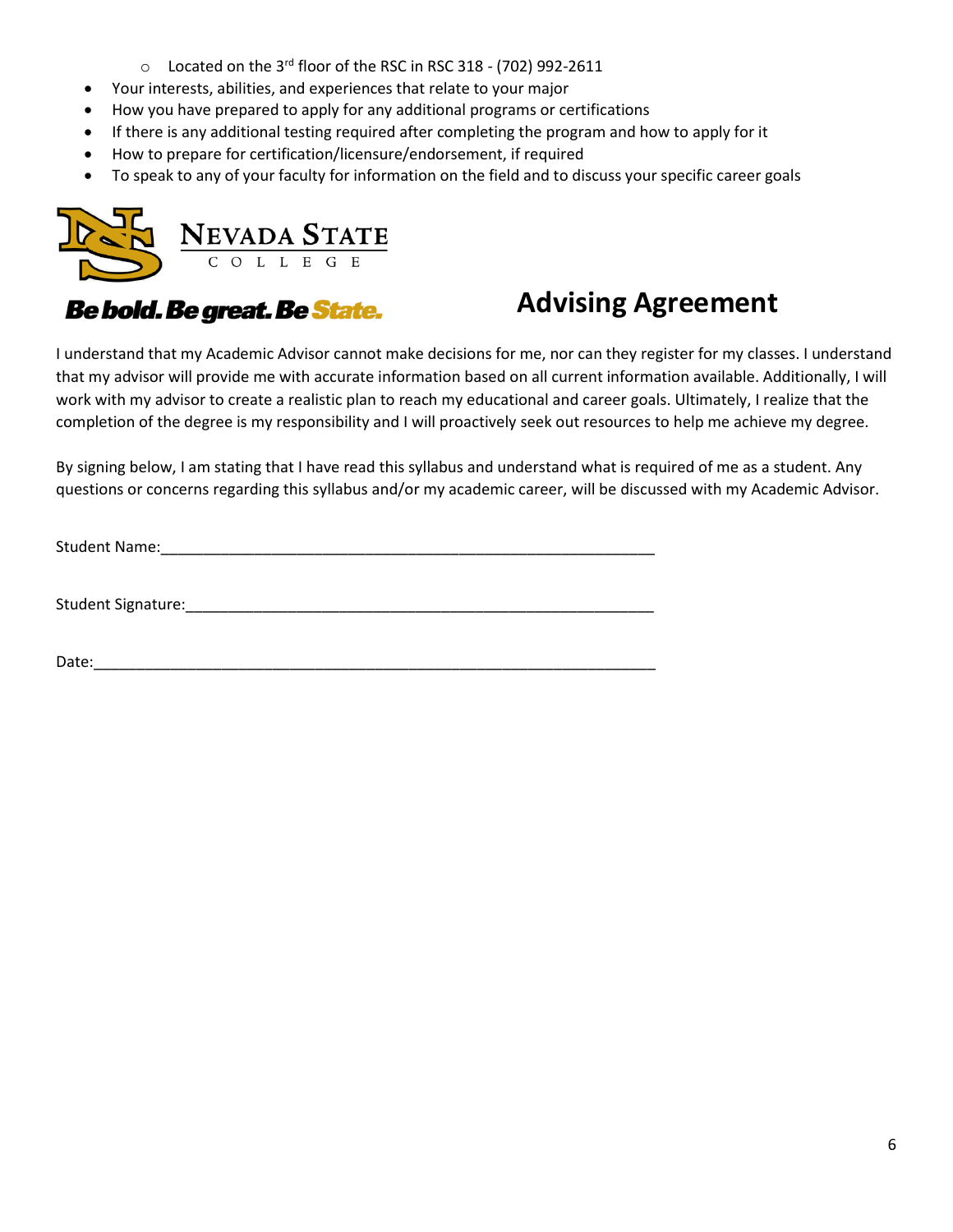- Located on the 3rd floor of the RSC in RSC 318 - (702) 992-2611
- Your interests, abilities, and experiences that relate to your major
- How you have prepared to apply for any additional programs or certifications
- If there is any additional testing required after completing the program and how to apply for it
- How to prepare for certification/licensure/endorsement, if required
- To speak to any of your faculty for information on the field and to discuss your specific career goals

NEVADA STATE COLLEGE

*Be bold. Be great. Be State.*

# Advising Agreement

I understand that my Academic Advisor cannot make decisions for me, nor can they register for my classes. I understand that my advisor will provide me with accurate information based on all current information available. Additionally, I will work with my advisor to create a realistic plan to reach my educational and career goals. Ultimately, I realize that the completion of the degree is my responsibility and I will proactively seek out resources to help me achieve my degree.

By signing below, I am stating that I have read this syllabus and understand what is required of me as a student. Any questions or concerns regarding this syllabus and/or my academic career, will be discussed with my Academic Advisor.

Student Name:____________________________________________________________

Student Signature:_________________________________________________________

Date:__________________________________________________________________